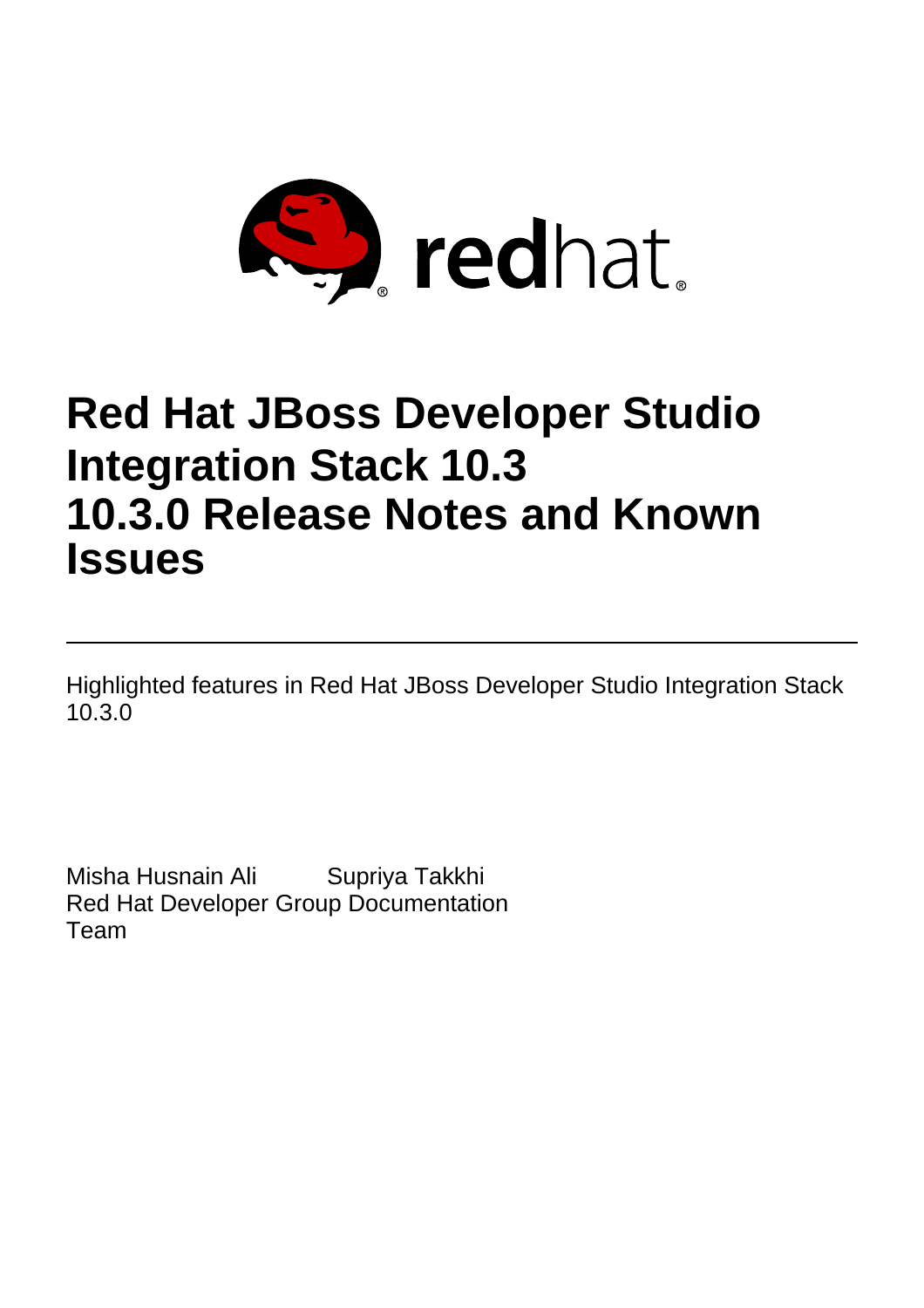# Red Hat JBoss Developer Studio Integration Stack 10.3
# 10.3.0 Release Notes and Known Issues

Highlighted features in Red Hat JBoss Developer Studio Integration Stack 10.3.0

Misha Husnain Ali Supriya Takkhi
Red Hat Developer Group Documentation Team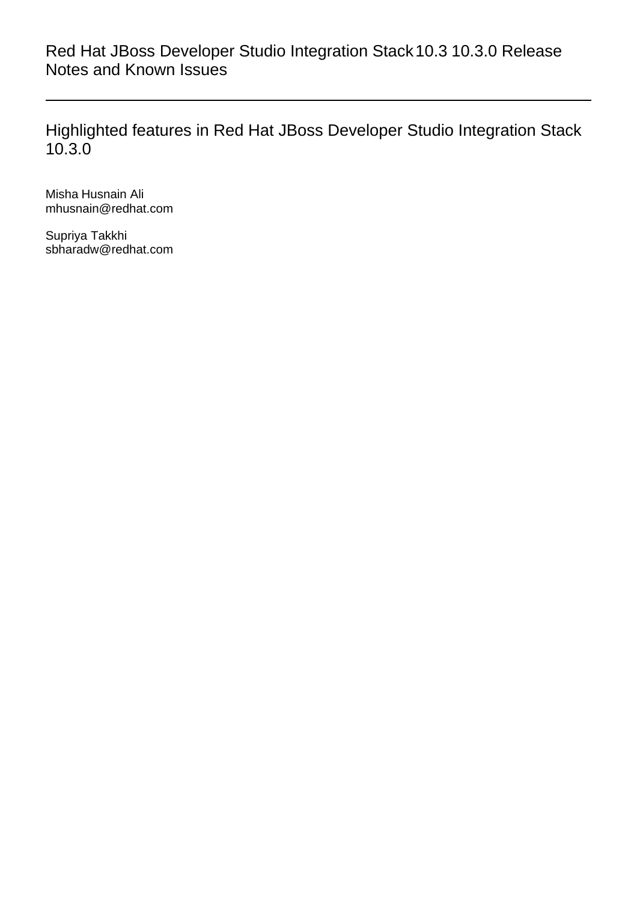# Red Hat JBoss Developer Studio Integration Stack 10.3 10.3.0 Release Notes and Known Issues

## Highlighted features in Red Hat JBoss Developer Studio Integration Stack 10.3.0

Misha Husnain Ali
mhusnain@redhat.com

Supriya Takkhi
sbharadw@redhat.com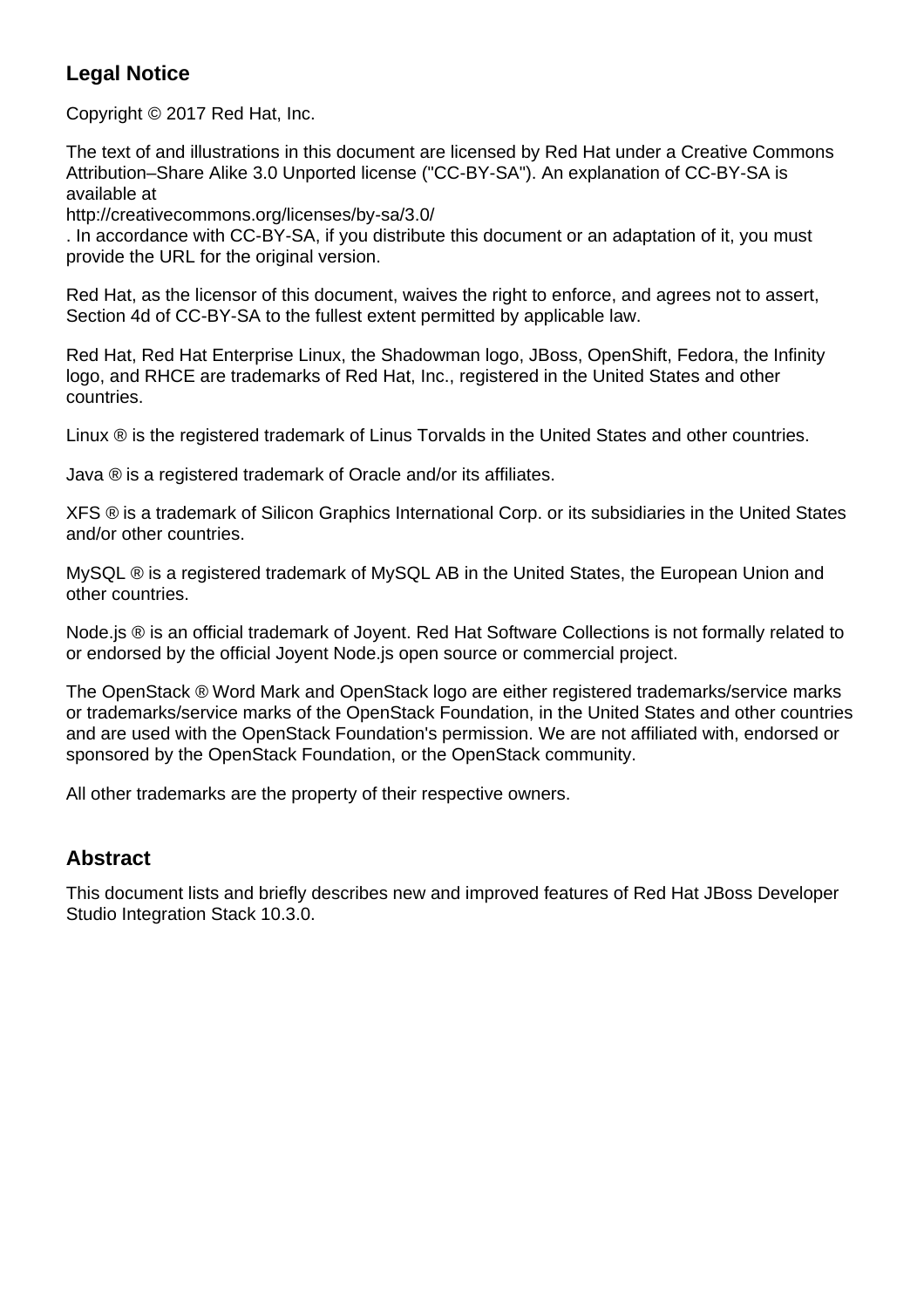## Legal Notice

Copyright © 2017 Red Hat, Inc.

The text of and illustrations in this document are licensed by Red Hat under a Creative Commons Attribution–Share Alike 3.0 Unported license ("CC-BY-SA"). An explanation of CC-BY-SA is available at
http://creativecommons.org/licenses/by-sa/3.0/
. In accordance with CC-BY-SA, if you distribute this document or an adaptation of it, you must provide the URL for the original version.

Red Hat, as the licensor of this document, waives the right to enforce, and agrees not to assert, Section 4d of CC-BY-SA to the fullest extent permitted by applicable law.

Red Hat, Red Hat Enterprise Linux, the Shadowman logo, JBoss, OpenShift, Fedora, the Infinity logo, and RHCE are trademarks of Red Hat, Inc., registered in the United States and other countries.

Linux ® is the registered trademark of Linus Torvalds in the United States and other countries.

Java ® is a registered trademark of Oracle and/or its affiliates.

XFS ® is a trademark of Silicon Graphics International Corp. or its subsidiaries in the United States and/or other countries.

MySQL ® is a registered trademark of MySQL AB in the United States, the European Union and other countries.

Node.js ® is an official trademark of Joyent. Red Hat Software Collections is not formally related to or endorsed by the official Joyent Node.js open source or commercial project.

The OpenStack ® Word Mark and OpenStack logo are either registered trademarks/service marks or trademarks/service marks of the OpenStack Foundation, in the United States and other countries and are used with the OpenStack Foundation's permission. We are not affiliated with, endorsed or sponsored by the OpenStack Foundation, or the OpenStack community.

All other trademarks are the property of their respective owners.

## Abstract

This document lists and briefly describes new and improved features of Red Hat JBoss Developer Studio Integration Stack 10.3.0.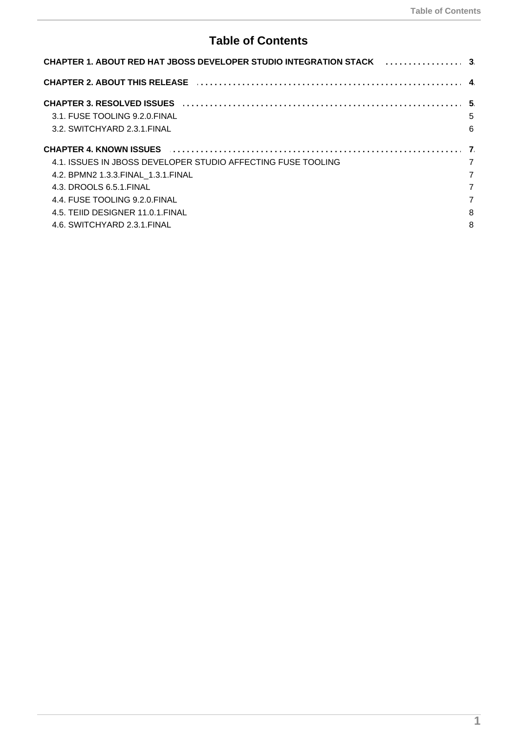# Table of Contents

**CHAPTER 1. ABOUT RED HAT JBOSS DEVELOPER STUDIO INTEGRATION STACK** . . . . . . . . . . . . . . . . **3**

**CHAPTER 2. ABOUT THIS RELEASE** . . . . . . . . . . . . . . . . . . . . . . . . . . . . . . . . . . . . . . . . . . . . . . . . . . . . . . . . . **4**

**CHAPTER 3. RESOLVED ISSUES** . . . . . . . . . . . . . . . . . . . . . . . . . . . . . . . . . . . . . . . . . . . . . . . . . . . . . . . . . . . **5**

- 3.1. FUSE TOOLING 9.2.0.FINAL 5
- 3.2. SWITCHYARD 2.3.1.FINAL 6

**CHAPTER 4. KNOWN ISSUES** . . . . . . . . . . . . . . . . . . . . . . . . . . . . . . . . . . . . . . . . . . . . . . . . . . . . . . . . . . . . . . **7**

- 4.1. ISSUES IN JBOSS DEVELOPER STUDIO AFFECTING FUSE TOOLING 7
- 4.2. BPMN2 1.3.3.FINAL_1.3.1.FINAL 7
- 4.3. DROOLS 6.5.1.FINAL 7
- 4.4. FUSE TOOLING 9.2.0.FINAL 7
- 4.5. TEIID DESIGNER 11.0.1.FINAL 8
- 4.6. SWITCHYARD 2.3.1.FINAL 8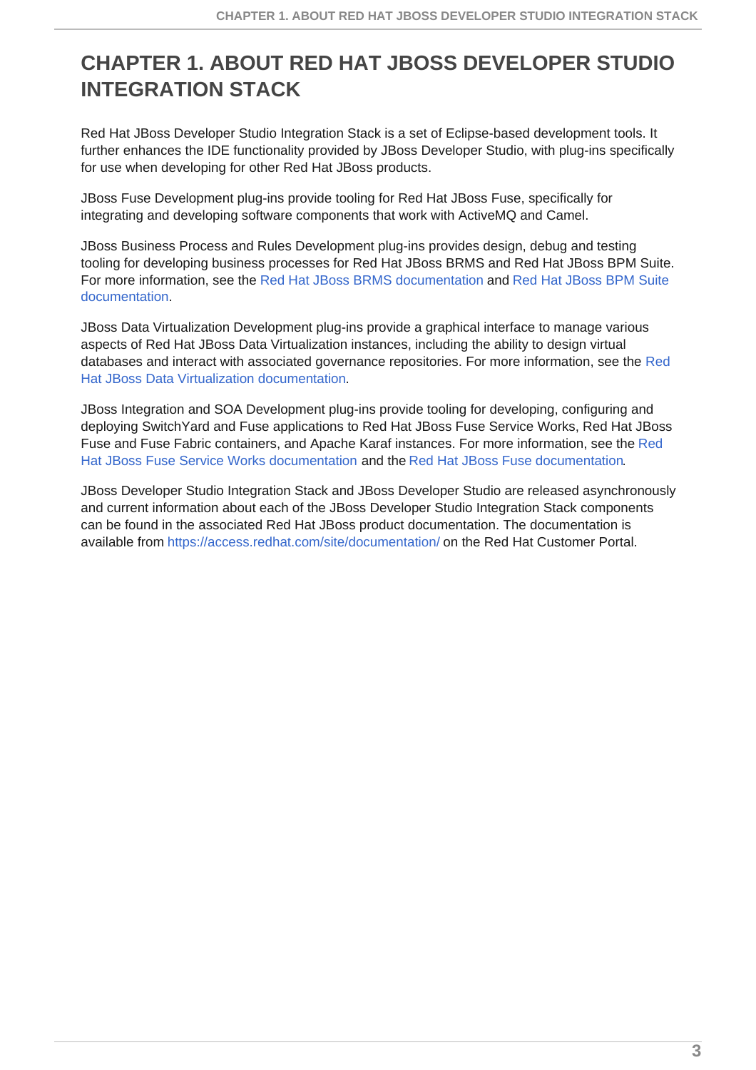# CHAPTER 1. ABOUT RED HAT JBOSS DEVELOPER STUDIO INTEGRATION STACK

Red Hat JBoss Developer Studio Integration Stack is a set of Eclipse-based development tools. It further enhances the IDE functionality provided by JBoss Developer Studio, with plug-ins specifically for use when developing for other Red Hat JBoss products.

JBoss Fuse Development plug-ins provide tooling for Red Hat JBoss Fuse, specifically for integrating and developing software components that work with ActiveMQ and Camel.

JBoss Business Process and Rules Development plug-ins provides design, debug and testing tooling for developing business processes for Red Hat JBoss BRMS and Red Hat JBoss BPM Suite. For more information, see the Red Hat JBoss BRMS documentation and Red Hat JBoss BPM Suite documentation.

JBoss Data Virtualization Development plug-ins provide a graphical interface to manage various aspects of Red Hat JBoss Data Virtualization instances, including the ability to design virtual databases and interact with associated governance repositories. For more information, see the Red Hat JBoss Data Virtualization documentation.

JBoss Integration and SOA Development plug-ins provide tooling for developing, configuring and deploying SwitchYard and Fuse applications to Red Hat JBoss Fuse Service Works, Red Hat JBoss Fuse and Fuse Fabric containers, and Apache Karaf instances. For more information, see the Red Hat JBoss Fuse Service Works documentation and the Red Hat JBoss Fuse documentation.

JBoss Developer Studio Integration Stack and JBoss Developer Studio are released asynchronously and current information about each of the JBoss Developer Studio Integration Stack components can be found in the associated Red Hat JBoss product documentation. The documentation is available from https://access.redhat.com/site/documentation/ on the Red Hat Customer Portal.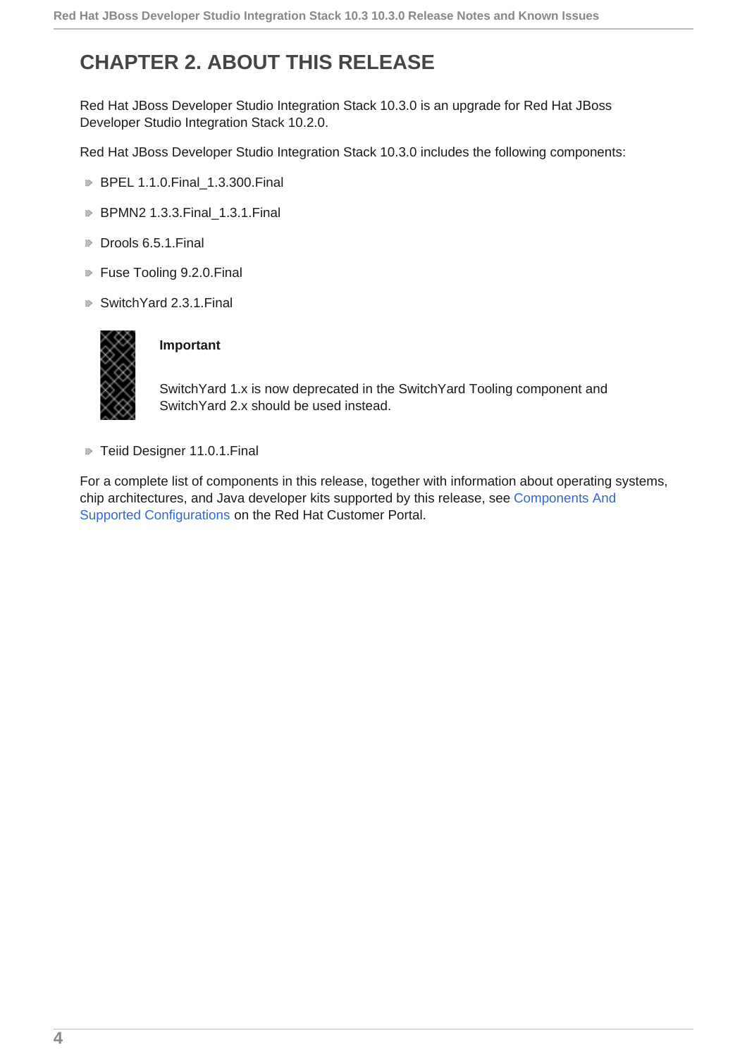# CHAPTER 2. ABOUT THIS RELEASE

Red Hat JBoss Developer Studio Integration Stack 10.3.0 is an upgrade for Red Hat JBoss Developer Studio Integration Stack 10.2.0.

Red Hat JBoss Developer Studio Integration Stack 10.3.0 includes the following components:

- BPEL 1.1.0.Final_1.3.300.Final
- BPMN2 1.3.3.Final_1.3.1.Final
- Drools 6.5.1.Final
- Fuse Tooling 9.2.0.Final
- SwitchYard 2.3.1.Final

> **Important**
>
> SwitchYard 1.x is now deprecated in the SwitchYard Tooling component and SwitchYard 2.x should be used instead.

- Teiid Designer 11.0.1.Final

For a complete list of components in this release, together with information about operating systems, chip architectures, and Java developer kits supported by this release, see Components And Supported Configurations on the Red Hat Customer Portal.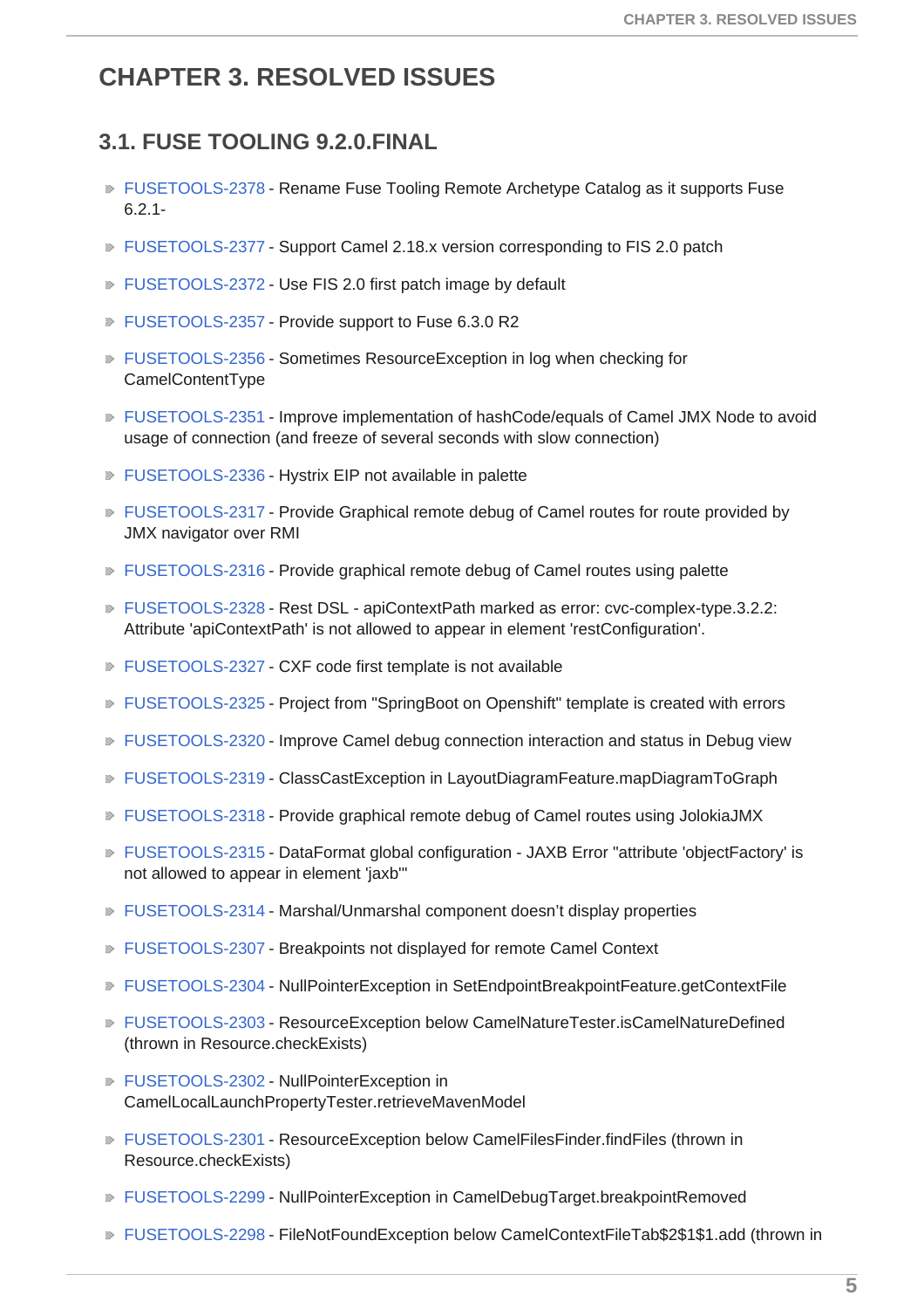# CHAPTER 3. RESOLVED ISSUES

## 3.1. FUSE TOOLING 9.2.0.FINAL

- FUSETOOLS-2378 - Rename Fuse Tooling Remote Archetype Catalog as it supports Fuse 6.2.1-
- FUSETOOLS-2377 - Support Camel 2.18.x version corresponding to FIS 2.0 patch
- FUSETOOLS-2372 - Use FIS 2.0 first patch image by default
- FUSETOOLS-2357 - Provide support to Fuse 6.3.0 R2
- FUSETOOLS-2356 - Sometimes ResourceException in log when checking for CamelContentType
- FUSETOOLS-2351 - Improve implementation of hashCode/equals of Camel JMX Node to avoid usage of connection (and freeze of several seconds with slow connection)
- FUSETOOLS-2336 - Hystrix EIP not available in palette
- FUSETOOLS-2317 - Provide Graphical remote debug of Camel routes for route provided by JMX navigator over RMI
- FUSETOOLS-2316 - Provide graphical remote debug of Camel routes using palette
- FUSETOOLS-2328 - Rest DSL - apiContextPath marked as error: cvc-complex-type.3.2.2: Attribute 'apiContextPath' is not allowed to appear in element 'restConfiguration'.
- FUSETOOLS-2327 - CXF code first template is not available
- FUSETOOLS-2325 - Project from "SpringBoot on Openshift" template is created with errors
- FUSETOOLS-2320 - Improve Camel debug connection interaction and status in Debug view
- FUSETOOLS-2319 - ClassCastException in LayoutDiagramFeature.mapDiagramToGraph
- FUSETOOLS-2318 - Provide graphical remote debug of Camel routes using JolokiaJMX
- FUSETOOLS-2315 - DataFormat global configuration - JAXB Error "attribute 'objectFactory' is not allowed to appear in element 'jaxb'"
- FUSETOOLS-2314 - Marshal/Unmarshal component doesn't display properties
- FUSETOOLS-2307 - Breakpoints not displayed for remote Camel Context
- FUSETOOLS-2304 - NullPointerException in SetEndpointBreakpointFeature.getContextFile
- FUSETOOLS-2303 - ResourceException below CamelNatureTester.isCamelNatureDefined (thrown in Resource.checkExists)
- FUSETOOLS-2302 - NullPointerException in CamelLocalLaunchPropertyTester.retrieveMavenModel
- FUSETOOLS-2301 - ResourceException below CamelFilesFinder.findFiles (thrown in Resource.checkExists)
- FUSETOOLS-2299 - NullPointerException in CamelDebugTarget.breakpointRemoved
- FUSETOOLS-2298 - FileNotFoundException below CamelContextFileTab$2$1$1.add (thrown in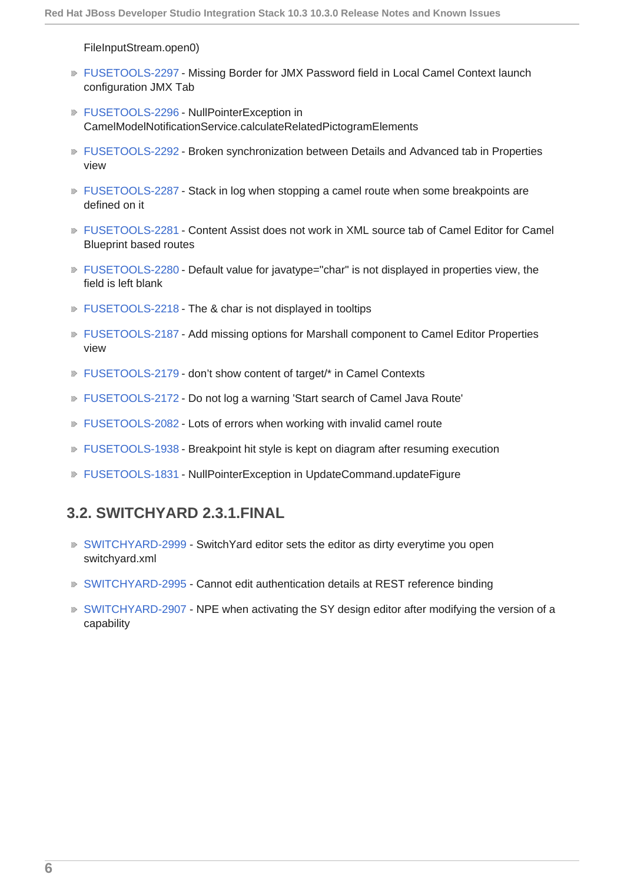FileInputStream.open0)

- FUSETOOLS-2297 - Missing Border for JMX Password field in Local Camel Context launch configuration JMX Tab
- FUSETOOLS-2296 - NullPointerException in CamelModelNotificationService.calculateRelatedPictogramElements
- FUSETOOLS-2292 - Broken synchronization between Details and Advanced tab in Properties view
- FUSETOOLS-2287 - Stack in log when stopping a camel route when some breakpoints are defined on it
- FUSETOOLS-2281 - Content Assist does not work in XML source tab of Camel Editor for Camel Blueprint based routes
- FUSETOOLS-2280 - Default value for javatype="char" is not displayed in properties view, the field is left blank
- FUSETOOLS-2218 - The & char is not displayed in tooltips
- FUSETOOLS-2187 - Add missing options for Marshall component to Camel Editor Properties view
- FUSETOOLS-2179 - don't show content of target/* in Camel Contexts
- FUSETOOLS-2172 - Do not log a warning 'Start search of Camel Java Route'
- FUSETOOLS-2082 - Lots of errors when working with invalid camel route
- FUSETOOLS-1938 - Breakpoint hit style is kept on diagram after resuming execution
- FUSETOOLS-1831 - NullPointerException in UpdateCommand.updateFigure

## 3.2. SWITCHYARD 2.3.1.FINAL

- SWITCHYARD-2999 - SwitchYard editor sets the editor as dirty everytime you open switchyard.xml
- SWITCHYARD-2995 - Cannot edit authentication details at REST reference binding
- SWITCHYARD-2907 - NPE when activating the SY design editor after modifying the version of a capability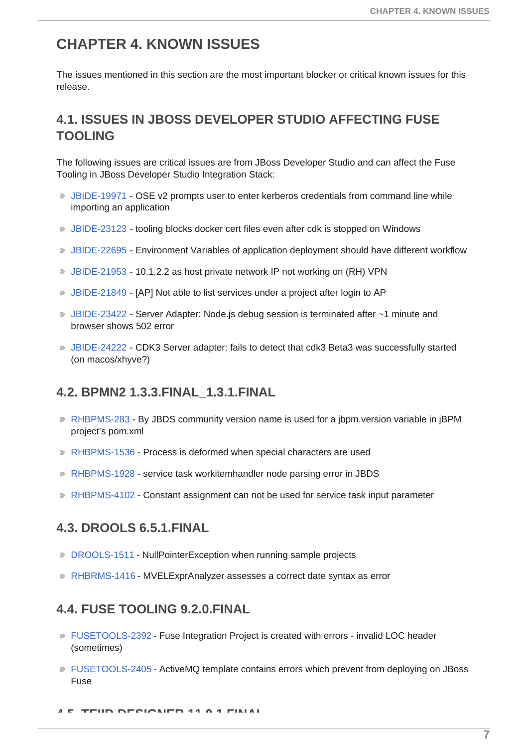# CHAPTER 4. KNOWN ISSUES

The issues mentioned in this section are the most important blocker or critical known issues for this release.

## 4.1. ISSUES IN JBOSS DEVELOPER STUDIO AFFECTING FUSE TOOLING

The following issues are critical issues are from JBoss Developer Studio and can affect the Fuse Tooling in JBoss Developer Studio Integration Stack:

- JBIDE-19971 - OSE v2 prompts user to enter kerberos credentials from command line while importing an application
- JBIDE-23123 - tooling blocks docker cert files even after cdk is stopped on Windows
- JBIDE-22695 - Environment Variables of application deployment should have different workflow
- JBIDE-21953 - 10.1.2.2 as host private network IP not working on (RH) VPN
- JBIDE-21849 - [AP] Not able to list services under a project after login to AP
- JBIDE-23422 - Server Adapter: Node.js debug session is terminated after ~1 minute and browser shows 502 error
- JBIDE-24222 - CDK3 Server adapter: fails to detect that cdk3 Beta3 was successfully started (on macos/xhyve?)

## 4.2. BPMN2 1.3.3.FINAL_1.3.1.FINAL

- RHBPMS-283 - By JBDS community version name is used for a jbpm.version variable in jBPM project's pom.xml
- RHBPMS-1536 - Process is deformed when special characters are used
- RHBPMS-1928 - service task workitemhandler node parsing error in JBDS
- RHBPMS-4102 - Constant assignment can not be used for service task input parameter

## 4.3. DROOLS 6.5.1.FINAL

- DROOLS-1511 - NullPointerException when running sample projects
- RHBRMS-1416 - MVELExprAnalyzer assesses a correct date syntax as error

## 4.4. FUSE TOOLING 9.2.0.FINAL

- FUSETOOLS-2392 - Fuse Integration Project is created with errors - invalid LOC header (sometimes)
- FUSETOOLS-2405 - ActiveMQ template contains errors which prevent from deploying on JBoss Fuse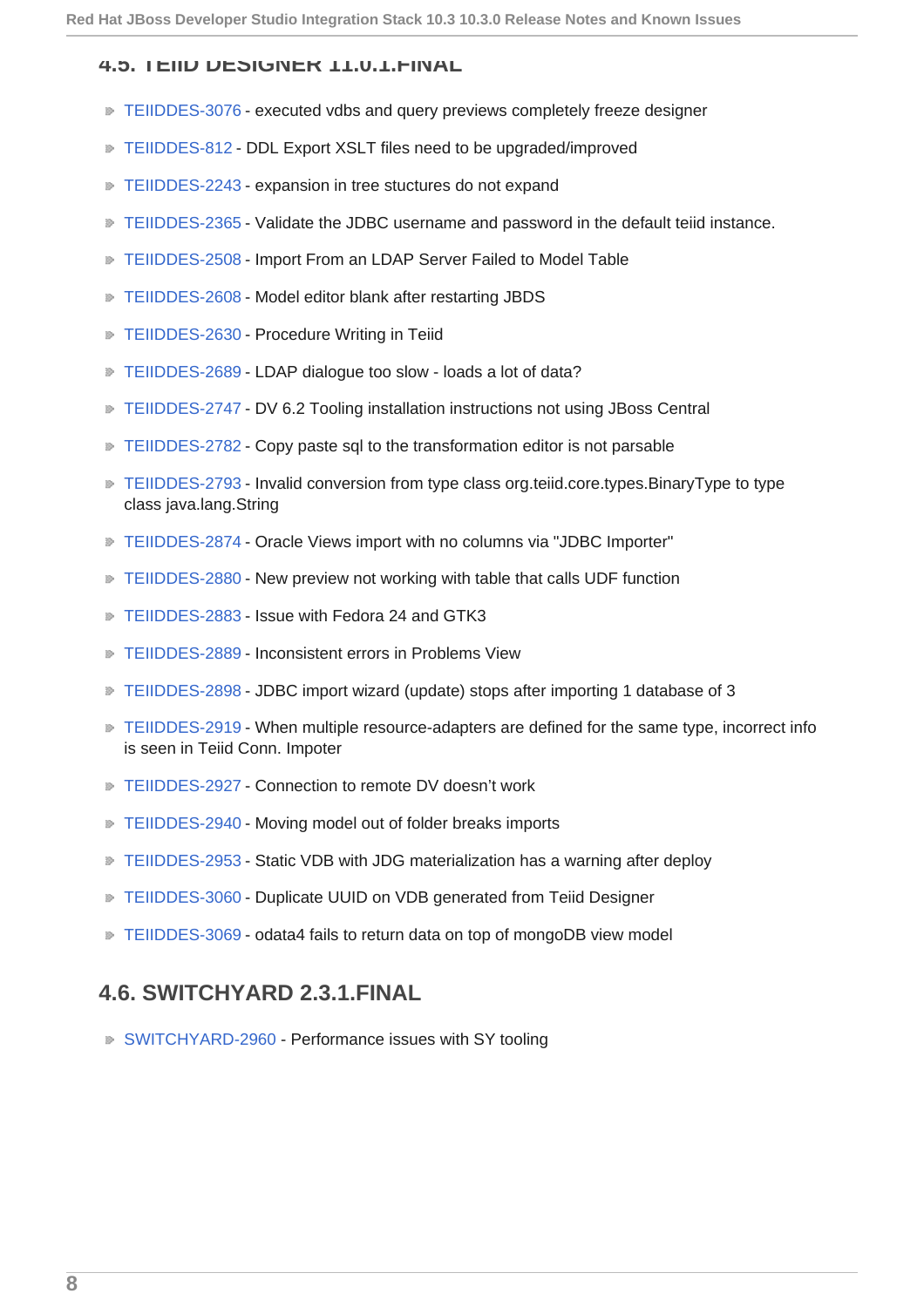## 4.5. TEIID DESIGNER 11.0.1.FINAL

- TEIIDDES-3076 - executed vdbs and query previews completely freeze designer
- TEIIDDES-812 - DDL Export XSLT files need to be upgraded/improved
- TEIIDDES-2243 - expansion in tree stuctures do not expand
- TEIIDDES-2365 - Validate the JDBC username and password in the default teiid instance.
- TEIIDDES-2508 - Import From an LDAP Server Failed to Model Table
- TEIIDDES-2608 - Model editor blank after restarting JBDS
- TEIIDDES-2630 - Procedure Writing in Teiid
- TEIIDDES-2689 - LDAP dialogue too slow - loads a lot of data?
- TEIIDDES-2747 - DV 6.2 Tooling installation instructions not using JBoss Central
- TEIIDDES-2782 - Copy paste sql to the transformation editor is not parsable
- TEIIDDES-2793 - Invalid conversion from type class org.teiid.core.types.BinaryType to type class java.lang.String
- TEIIDDES-2874 - Oracle Views import with no columns via "JDBC Importer"
- TEIIDDES-2880 - New preview not working with table that calls UDF function
- TEIIDDES-2883 - Issue with Fedora 24 and GTK3
- TEIIDDES-2889 - Inconsistent errors in Problems View
- TEIIDDES-2898 - JDBC import wizard (update) stops after importing 1 database of 3
- TEIIDDES-2919 - When multiple resource-adapters are defined for the same type, incorrect info is seen in Teiid Conn. Impoter
- TEIIDDES-2927 - Connection to remote DV doesn't work
- TEIIDDES-2940 - Moving model out of folder breaks imports
- TEIIDDES-2953 - Static VDB with JDG materialization has a warning after deploy
- TEIIDDES-3060 - Duplicate UUID on VDB generated from Teiid Designer
- TEIIDDES-3069 - odata4 fails to return data on top of mongoDB view model

## 4.6. SWITCHYARD 2.3.1.FINAL

- SWITCHYARD-2960 - Performance issues with SY tooling